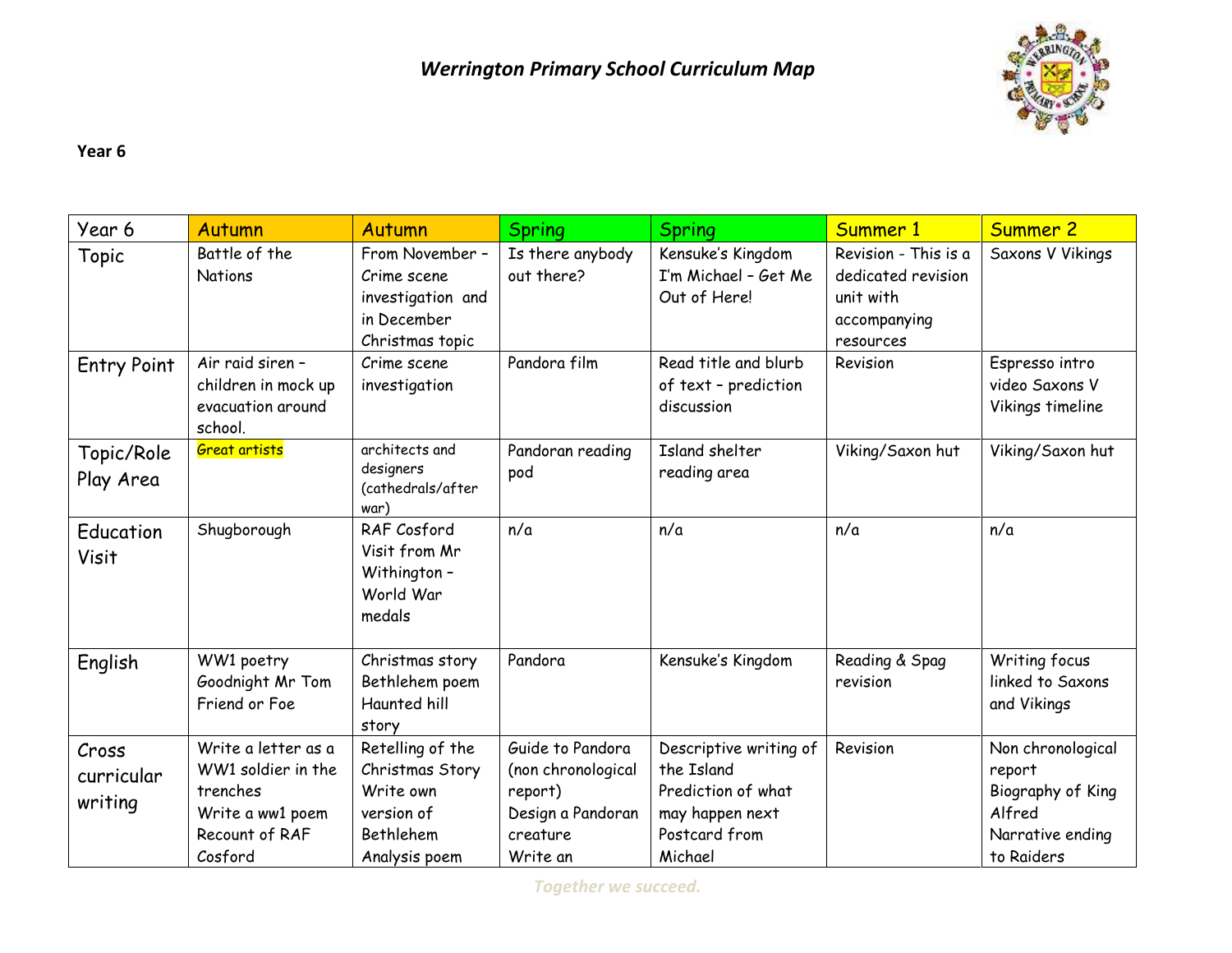# *Werrington Primary School Curriculum Map*

**Year 6**

| Year 6 | Autumn | Autumn | Spring | Spring | Summer 1 | Summer 2 |
|---|---|---|---|---|---|---|
| Topic | Battle of the Nations | From November – Crime scene investigation and in December Christmas topic | Is there anybody out there? | Kensuke's Kingdom I'm Michael – Get Me Out of Here! | Revision - This is a dedicated revision unit with accompanying resources | Saxons V Vikings |
| Entry Point | Air raid siren – children in mock up evacuation around school. | Crime scene investigation | Pandora film | Read title and blurb of text – prediction discussion | Revision | Espresso intro video Saxons V Vikings timeline |
| Topic/Role Play Area | Great artists | architects and designers (cathedrals/after war) | Pandoran reading pod | Island shelter reading area | Viking/Saxon hut | Viking/Saxon hut |
| Education Visit | Shugborough | RAF Cosford Visit from Mr Withington – World War medals | n/a | n/a | n/a | n/a |
| English | WW1 poetry Goodnight Mr Tom Friend or Foe | Christmas story Bethlehem poem Haunted hill story | Pandora | Kensuke's Kingdom | Reading & Spag revision | Writing focus linked to Saxons and Vikings |
| Cross curricular writing | Write a letter as a WW1 soldier in the trenches<br>Write a ww1 poem<br>Recount of RAF Cosford | Retelling of the Christmas Story<br>Write own version of Bethlehem<br>Analysis poem | Guide to Pandora (non chronological report)<br>Design a Pandoran creature<br>Write an | Descriptive writing of the Island<br>Prediction of what may happen next<br>Postcard from Michael | Revision | Non chronological report<br>Biography of King Alfred<br>Narrative ending to Raiders |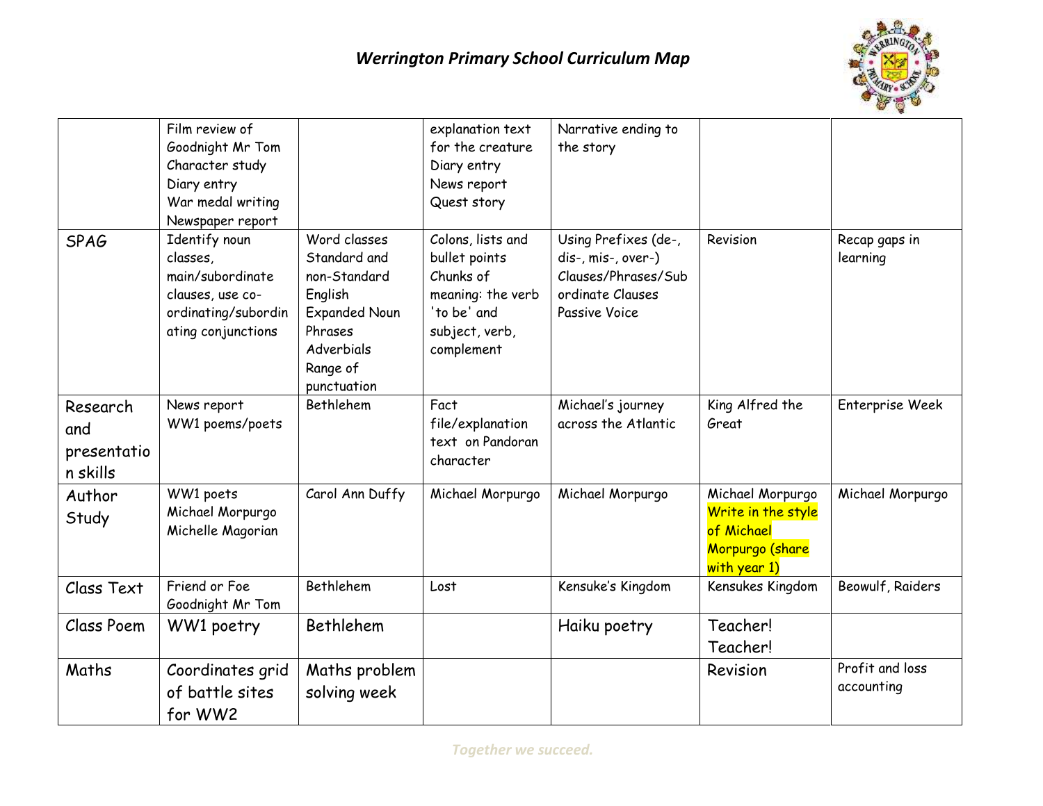# *Werrington Primary School Curriculum Map*

| | | | | | | |
|---|---|---|---|---|---|---|
| | Film review of Goodnight Mr Tom<br>Character study<br>Diary entry<br>War medal writing<br>Newspaper report | | explanation text for the creature<br>Diary entry<br>News report<br>Quest story | Narrative ending to the story | | |
| SPAG | Identify noun classes, main/subordinate clauses, use co-ordinating/subordinating conjunctions | Word classes<br>Standard and non-Standard English<br>Expanded Noun Phrases<br>Adverbials<br>Range of punctuation | Colons, lists and bullet points<br>Chunks of meaning: the verb 'to be' and subject, verb, complement | Using Prefixes (de-, dis-, mis-, over-)<br>Clauses/Phrases/Subordinate Clauses<br>Passive Voice | Revision | Recap gaps in learning |
| Research and presentation skills | News report<br>WW1 poems/poets | Bethlehem | Fact file/explanation text on Pandoran character | Michael's journey across the Atlantic | King Alfred the Great | Enterprise Week |
| Author Study | WW1 poets<br>Michael Morpurgo<br>Michelle Magorian | Carol Ann Duffy | Michael Morpurgo | Michael Morpurgo | Michael Morpurgo<br>Write in the style of Michael Morpurgo (share with year 1) | Michael Morpurgo |
| Class Text | Friend or Foe<br>Goodnight Mr Tom | Bethlehem | Lost | Kensuke's Kingdom | Kensukes Kingdom | Beowulf, Raiders |
| Class Poem | WW1 poetry | Bethlehem | | Haiku poetry | Teacher! Teacher! | |
| Maths | Coordinates grid of battle sites for WW2 | Maths problem solving week | | | Revision | Profit and loss accounting |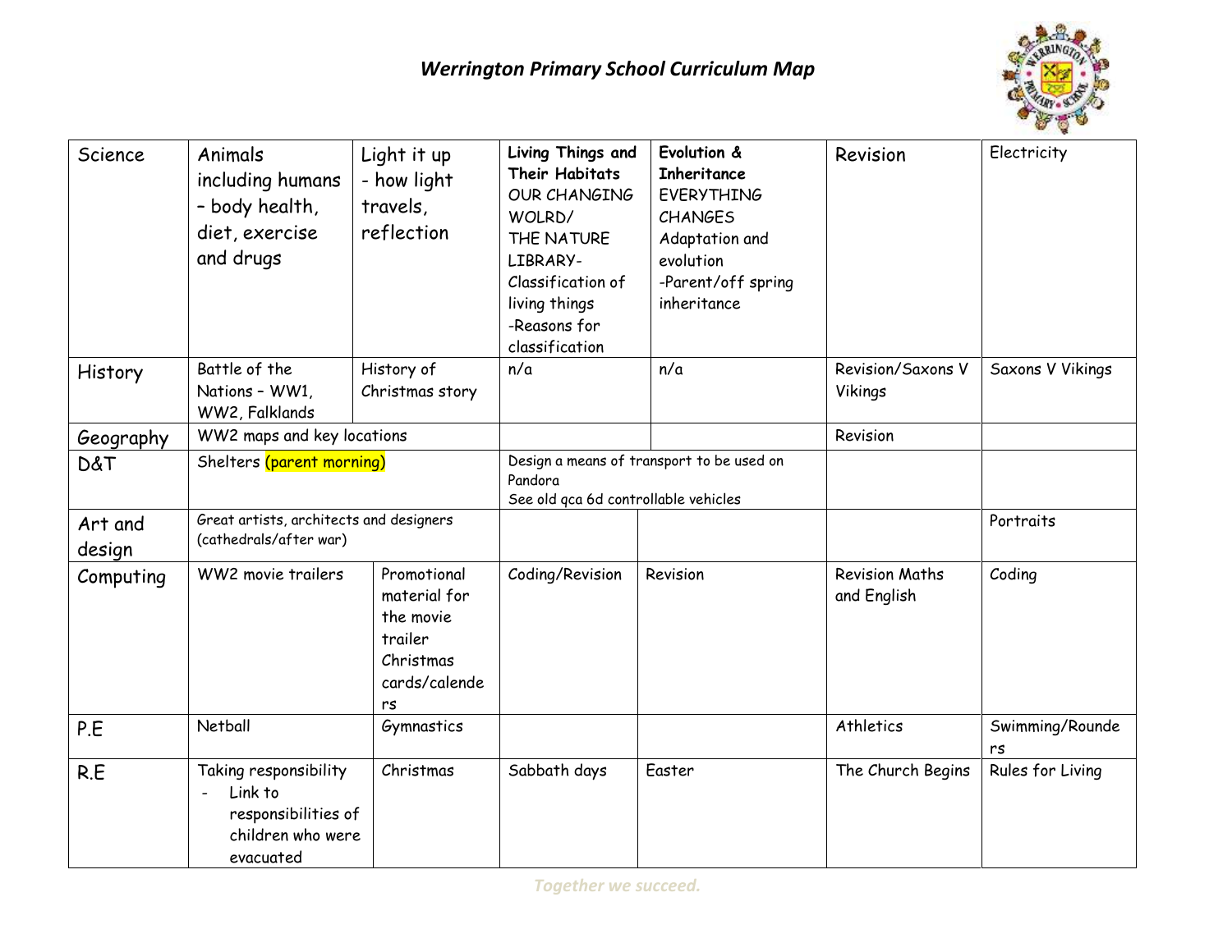# *Werrington Primary School Curriculum Map*

| Science | Animals including humans – body health, diet, exercise and drugs | Light it up - how light travels, reflection | **Living Things and Their Habitats** OUR CHANGING WOLRD/ THE NATURE LIBRARY- Classification of living things -Reasons for classification | **Evolution & Inheritance** EVERYTHING CHANGES Adaptation and evolution -Parent/off spring inheritance | Revision | Electricity |
|---|---|---|---|---|---|---|
| History | Battle of the Nations – WW1, WW2, Falklands | History of Christmas story | n/a | n/a | Revision/Saxons V Vikings | Saxons V Vikings |
| Geography | WW2 maps and key locations | | | | Revision | |
| D&T | Shelters (parent morning) | | Design a means of transport to be used on Pandora See old qca 6d controllable vehicles | | | |
| Art and design | Great artists, architects and designers (cathedrals/after war) | | | | | Portraits |
| Computing | WW2 movie trailers | Promotional material for the movie trailer Christmas cards/calenders | Coding/Revision | Revision | Revision Maths and English | Coding |
| P.E | Netball | Gymnastics | | | Athletics | Swimming/Rounders |
| R.E | Taking responsibility - Link to responsibilities of children who were evacuated | Christmas | Sabbath days | Easter | The Church Begins | Rules for Living |

*Together we succeed.*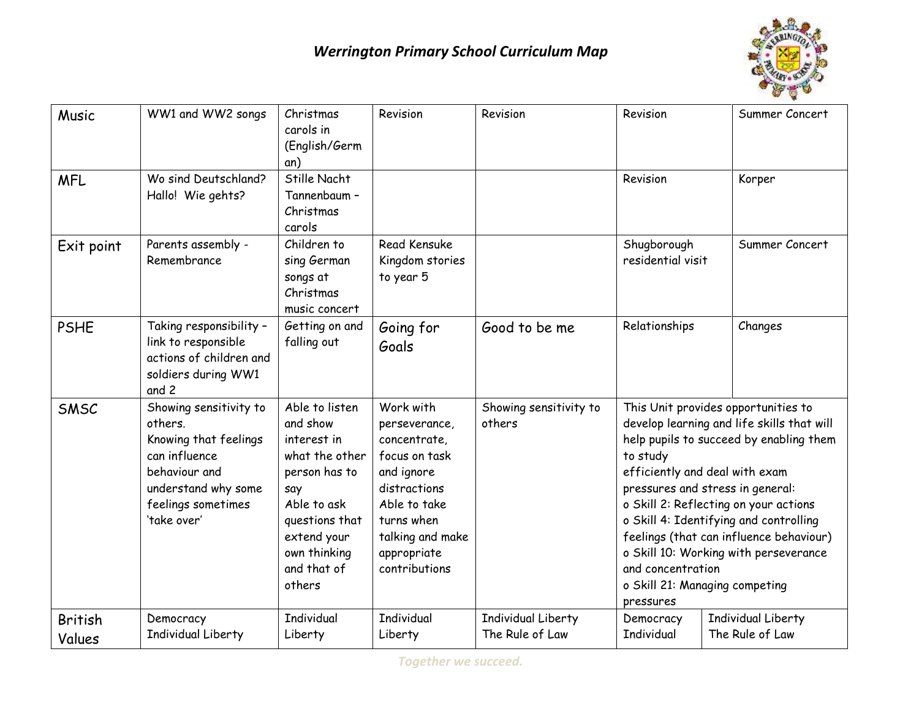# *Werrington Primary School Curriculum Map*

| | | | | | | |
|---|---|---|---|---|---|---|
| Music | WW1 and WW2 songs | Christmas carols in (English/German) | Revision | Revision | Revision | Summer Concert |
| MFL | Wo sind Deutschland? Hallo! Wie gehts? | Stille Nacht Tannenbaum – Christmas carols | | | Revision | Korper |
| Exit point | Parents assembly - Remembrance | Children to sing German songs at Christmas music concert | Read Kensuke Kingdom stories to year 5 | | Shugborough residential visit | Summer Concert |
| PSHE | Taking responsibility – link to responsible actions of children and soldiers during WW1 and 2 | Getting on and falling out | Going for Goals | Good to be me | Relationships | Changes |
| SMSC | Showing sensitivity to others.<br>Knowing that feelings can influence behaviour and understand why some feelings sometimes 'take over' | Able to listen and show interest in what the other person has to say<br>Able to ask questions that extend your own thinking and that of others | Work with perseverance, concentrate, focus on task and ignore distractions<br>Able to take turns when talking and make appropriate contributions | Showing sensitivity to others | This Unit provides opportunities to develop learning and life skills that will help pupils to succeed by enabling them to study efficiently and deal with exam pressures and stress in general:<br>o Skill 2: Reflecting on your actions<br>o Skill 4: Identifying and controlling feelings (that can influence behaviour)<br>o Skill 10: Working with perseverance and concentration<br>o Skill 21: Managing competing pressures | |
| British Values | Democracy<br>Individual Liberty | Individual Liberty | Individual Liberty | Individual Liberty<br>The Rule of Law | Democracy<br>Individual | Individual Liberty<br>The Rule of Law |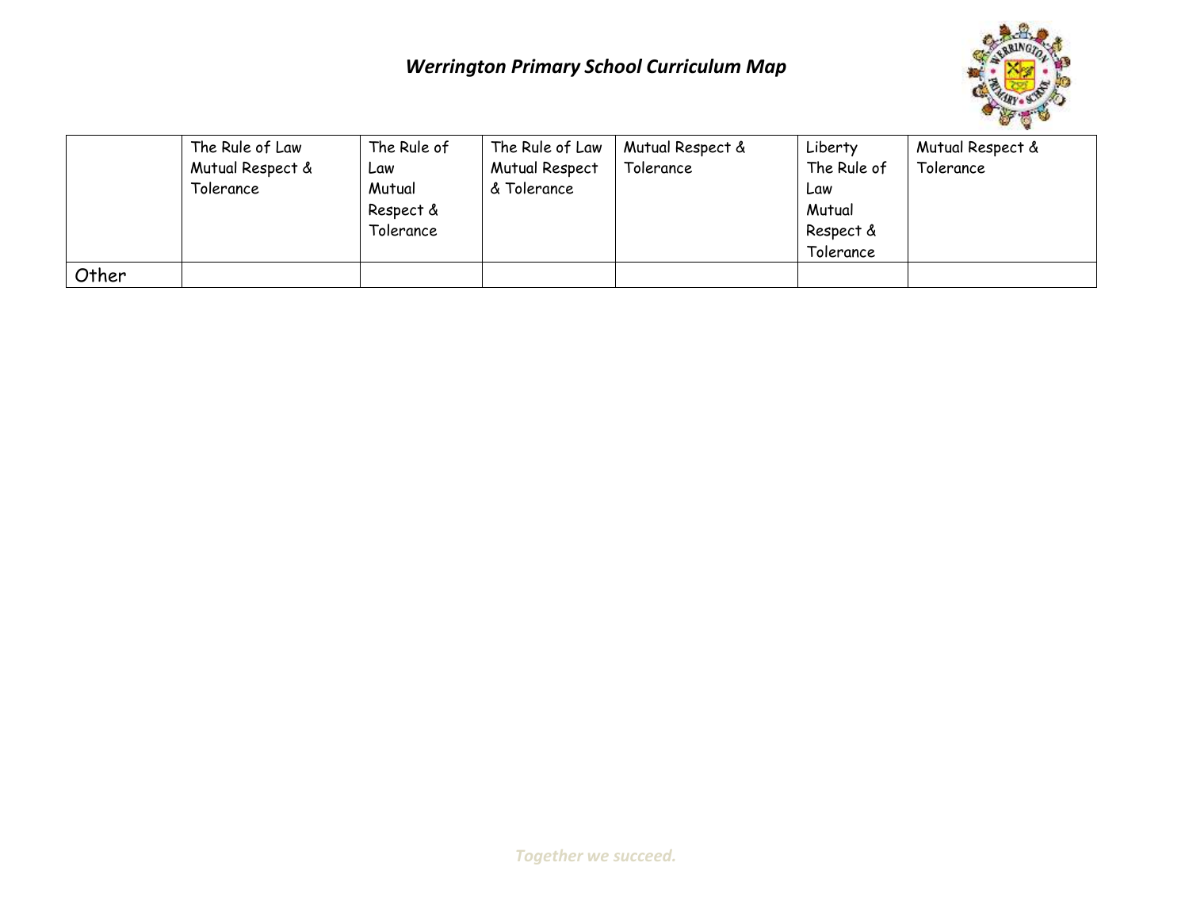| | | | | | | |
|---|---|---|---|---|---|---|
| | The Rule of Law Mutual Respect & Tolerance | The Rule of Law Mutual Respect & Tolerance | The Rule of Law Mutual Respect & Tolerance | Mutual Respect & Tolerance | Liberty The Rule of Law Mutual Respect & Tolerance | Mutual Respect & Tolerance |
| Other | | | | | | |